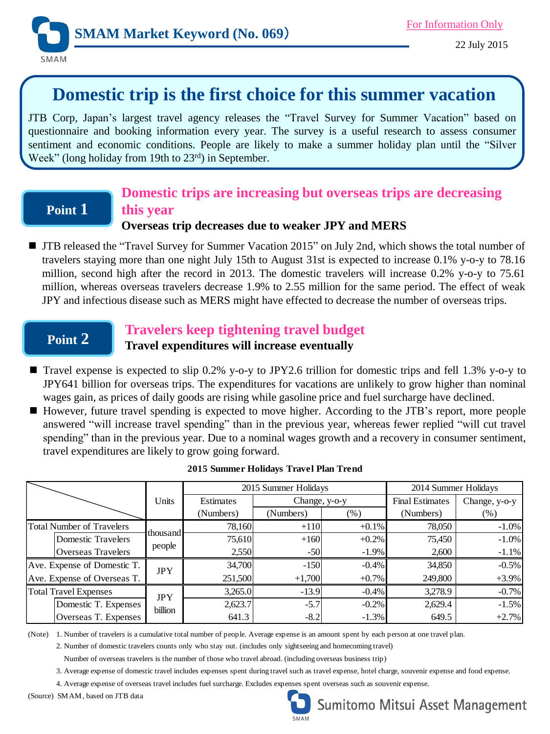SMAM Market Keyword (No. 069)

For Information Only

22 July 2015

# Domestic trip is the first choice for this summer vacation

JTB Corp, Japan's largest travel agency releases the "Travel Survey for Summer Vacation" based on questionnaire and booking information every year. The survey is a useful research to assess consumer sentiment and economic conditions. People are likely to make a summer holiday plan until the "Silver Week" (long holiday from 19th to 23rd) in September.

## Point 1

## Domestic trips are increasing but overseas trips are decreasing this year

**Overseas trip decreases due to weaker JPY and MERS**

- JTB released the "Travel Survey for Summer Vacation 2015" on July 2nd, which shows the total number of travelers staying more than one night July 15th to August 31st is expected to increase 0.1% y-o-y to 78.16 million, second high after the record in 2013. The domestic travelers will increase 0.2% y-o-y to 75.61 million, whereas overseas travelers decrease 1.9% to 2.55 million for the same period. The effect of weak JPY and infectious disease such as MERS might have effected to decrease the number of overseas trips.

## Point 2

## Travelers keep tightening travel budget

**Travel expenditures will increase eventually**

- Travel expense is expected to slip 0.2% y-o-y to JPY2.6 trillion for domestic trips and fell 1.3% y-o-y to JPY641 billion for overseas trips. The expenditures for vacations are unlikely to grow higher than nominal wages gain, as prices of daily goods are rising while gasoline price and fuel surcharge have declined.
- However, future travel spending is expected to move higher. According to the JTB's report, more people answered "will increase travel spending" than in the previous year, whereas fewer replied "will cut travel spending" than in the previous year. Due to a nominal wages growth and a recovery in consumer sentiment, travel expenditures are likely to grow going forward.

**2015 Summer Holidays Travel Plan Trend**

| | Units | 2015 Summer Holidays | | | 2014 Summer Holidays | |
|---|---|---|---|---|---|---|
| | | Estimates | Change, y-o-y | | Final Estimates | Change, y-o-y |
| | | (Numbers) | (Numbers) | (%) | (Numbers) | (%) |
| Total Number of Travelers | thousand people | 78,160 | +110 | +0.1% | 78,050 | -1.0% |
| Domestic Travelers | | 75,610 | +160 | +0.2% | 75,450 | -1.0% |
| Overseas Travelers | | 2,550 | -50 | -1.9% | 2,600 | -1.1% |
| Ave. Expense of Domestic T. | JPY | 34,700 | -150 | -0.4% | 34,850 | -0.5% |
| Ave. Expense of Overseas T. | | 251,500 | +1,700 | +0.7% | 249,800 | +3.9% |
| Total Travel Expenses | JPY billion | 3,265.0 | -13.9 | -0.4% | 3,278.9 | -0.7% |
| Domestic T. Expenses | | 2,623.7 | -5.7 | -0.2% | 2,629.4 | -1.5% |
| Overseas T. Expenses | | 641.3 | -8.2 | -1.3% | 649.5 | +2.7% |

(Note) 1. Number of travelers is a cumulative total number of people. Average expense is an amount spent by each person at one travel plan.
2. Number of domestic travelers counts only who stay out. (includes only sightseeing and homecoming travel)
Number of overseas travelers is the number of those who travel abroad. (including overseas business trip)
3. Average expense of domestic travel includes expenses spent during travel such as travel expense, hotel charge, souvenir expense and food expense.
4. Average expense of overseas travel includes fuel surcharge. Excludes expenses spent overseas such as souvenir expense.

(Source) SMAM, based on JTB data

Sumitomo Mitsui Asset Management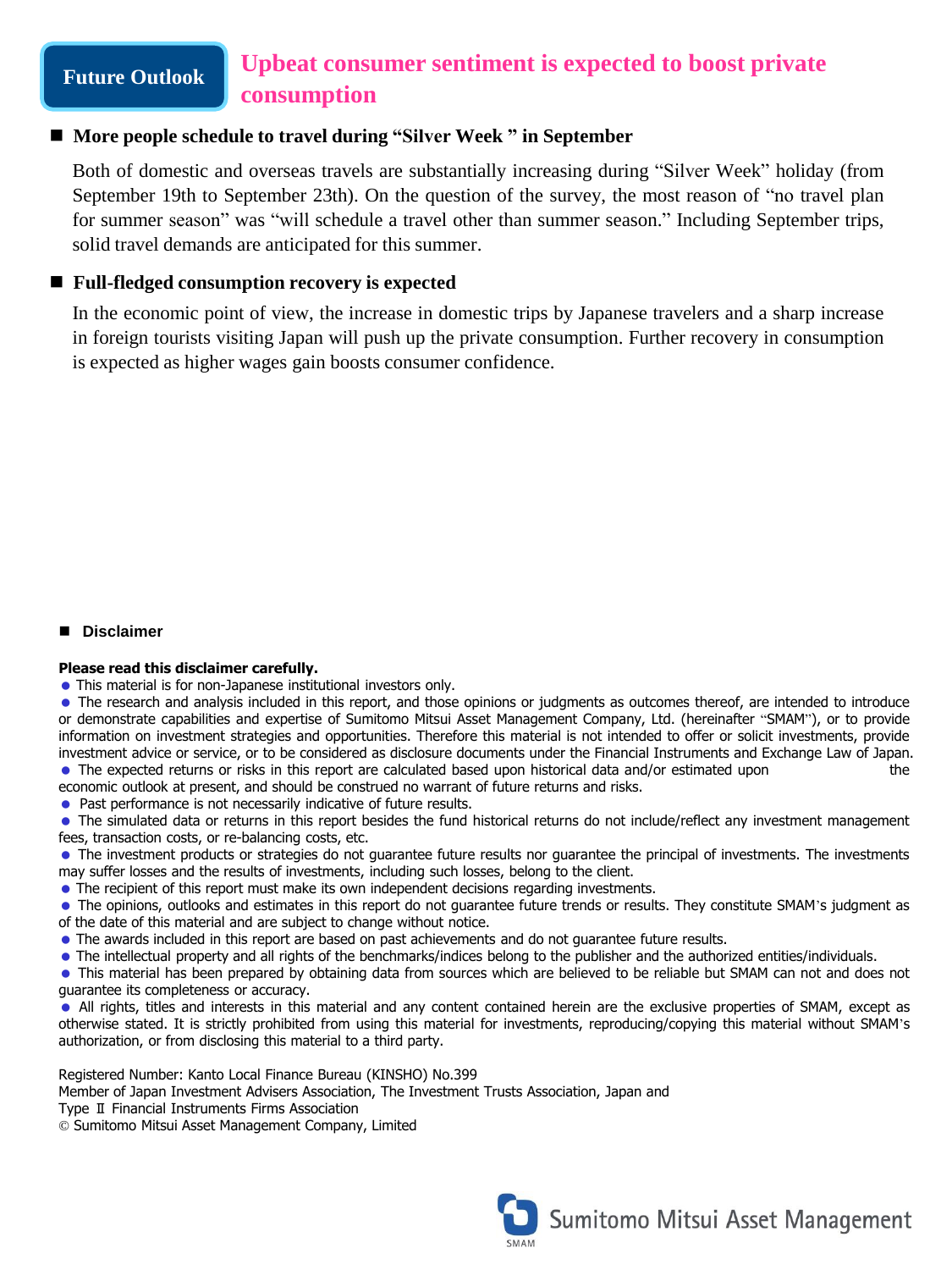## Future Outlook

## Upbeat consumer sentiment is expected to boost private consumption

### ■ More people schedule to travel during "Silver Week " in September

Both of domestic and overseas travels are substantially increasing during "Silver Week" holiday (from September 19th to September 23th). On the question of the survey, the most reason of "no travel plan for summer season" was "will schedule a travel other than summer season." Including September trips, solid travel demands are anticipated for this summer.

### ■ Full-fledged consumption recovery is expected

In the economic point of view, the increase in domestic trips by Japanese travelers and a sharp increase in foreign tourists visiting Japan will push up the private consumption. Further recovery in consumption is expected as higher wages gain boosts consumer confidence.

### ■ Disclaimer

**Please read this disclaimer carefully.**

- This material is for non-Japanese institutional investors only.
- The research and analysis included in this report, and those opinions or judgments as outcomes thereof, are intended to introduce or demonstrate capabilities and expertise of Sumitomo Mitsui Asset Management Company, Ltd. (hereinafter "SMAM"), or to provide information on investment strategies and opportunities. Therefore this material is not intended to offer or solicit investments, provide investment advice or service, or to be considered as disclosure documents under the Financial Instruments and Exchange Law of Japan.
- The expected returns or risks in this report are calculated based upon historical data and/or estimated upon the economic outlook at present, and should be construed no warrant of future returns and risks.
- Past performance is not necessarily indicative of future results.
- The simulated data or returns in this report besides the fund historical returns do not include/reflect any investment management fees, transaction costs, or re-balancing costs, etc.
- The investment products or strategies do not guarantee future results nor guarantee the principal of investments. The investments may suffer losses and the results of investments, including such losses, belong to the client.
- The recipient of this report must make its own independent decisions regarding investments.
- The opinions, outlooks and estimates in this report do not guarantee future trends or results. They constitute SMAM's judgment as of the date of this material and are subject to change without notice.
- The awards included in this report are based on past achievements and do not guarantee future results.
- The intellectual property and all rights of the benchmarks/indices belong to the publisher and the authorized entities/individuals.
- This material has been prepared by obtaining data from sources which are believed to be reliable but SMAM can not and does not guarantee its completeness or accuracy.
- All rights, titles and interests in this material and any content contained herein are the exclusive properties of SMAM, except as otherwise stated. It is strictly prohibited from using this material for investments, reproducing/copying this material without SMAM's authorization, or from disclosing this material to a third party.

Registered Number: Kanto Local Finance Bureau (KINSHO) No.399
Member of Japan Investment Advisers Association, The Investment Trusts Association, Japan and
Type Ⅱ Financial Instruments Firms Association
© Sumitomo Mitsui Asset Management Company, Limited

Sumitomo Mitsui Asset Management